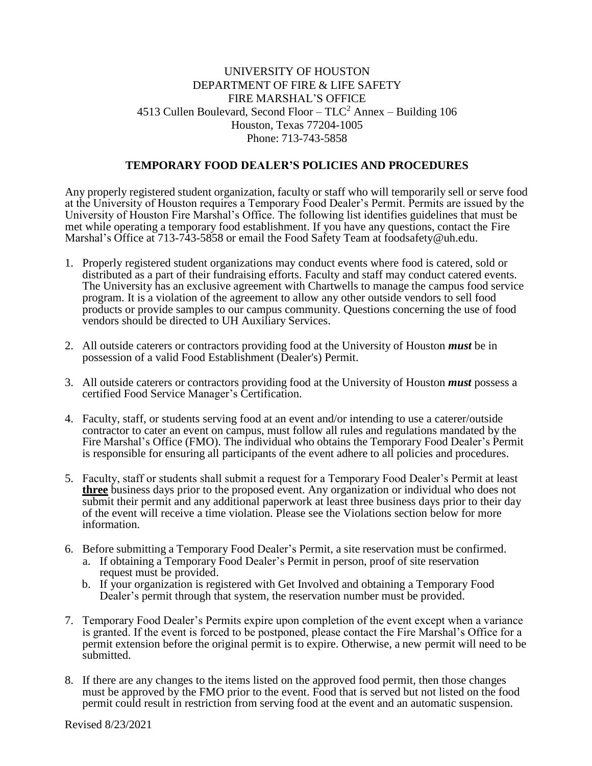UNIVERSITY OF HOUSTON
DEPARTMENT OF FIRE & LIFE SAFETY
FIRE MARSHAL'S OFFICE
4513 Cullen Boulevard, Second Floor – $TLC^2$ Annex – Building 106
Houston, Texas 77204-1005
Phone: 713-743-5858

# TEMPORARY FOOD DEALER'S POLICIES AND PROCEDURES

Any properly registered student organization, faculty or staff who will temporarily sell or serve food at the University of Houston requires a Temporary Food Dealer's Permit. Permits are issued by the University of Houston Fire Marshal's Office. The following list identifies guidelines that must be met while operating a temporary food establishment. If you have any questions, contact the Fire Marshal's Office at 713-743-5858 or email the Food Safety Team at foodsafety@uh.edu.

1. Properly registered student organizations may conduct events where food is catered, sold or distributed as a part of their fundraising efforts. Faculty and staff may conduct catered events. The University has an exclusive agreement with Chartwells to manage the campus food service program. It is a violation of the agreement to allow any other outside vendors to sell food products or provide samples to our campus community. Questions concerning the use of food vendors should be directed to UH Auxiliary Services.
2. All outside caterers or contractors providing food at the University of Houston ***must*** be in possession of a valid Food Establishment (Dealer's) Permit.
3. All outside caterers or contractors providing food at the University of Houston ***must*** possess a certified Food Service Manager's Certification.
4. Faculty, staff, or students serving food at an event and/or intending to use a caterer/outside contractor to cater an event on campus, must follow all rules and regulations mandated by the Fire Marshal's Office (FMO). The individual who obtains the Temporary Food Dealer's Permit is responsible for ensuring all participants of the event adhere to all policies and procedures.
5. Faculty, staff or students shall submit a request for a Temporary Food Dealer's Permit at least **three** business days prior to the proposed event. Any organization or individual who does not submit their permit and any additional paperwork at least three business days prior to their day of the event will receive a time violation. Please see the Violations section below for more information.
6. Before submitting a Temporary Food Dealer's Permit, a site reservation must be confirmed.
   a. If obtaining a Temporary Food Dealer's Permit in person, proof of site reservation request must be provided.
   b. If your organization is registered with Get Involved and obtaining a Temporary Food Dealer's permit through that system, the reservation number must be provided.
7. Temporary Food Dealer's Permits expire upon completion of the event except when a variance is granted. If the event is forced to be postponed, please contact the Fire Marshal's Office for a permit extension before the original permit is to expire. Otherwise, a new permit will need to be submitted.
8. If there are any changes to the items listed on the approved food permit, then those changes must be approved by the FMO prior to the event. Food that is served but not listed on the food permit could result in restriction from serving food at the event and an automatic suspension.

Revised 8/23/2021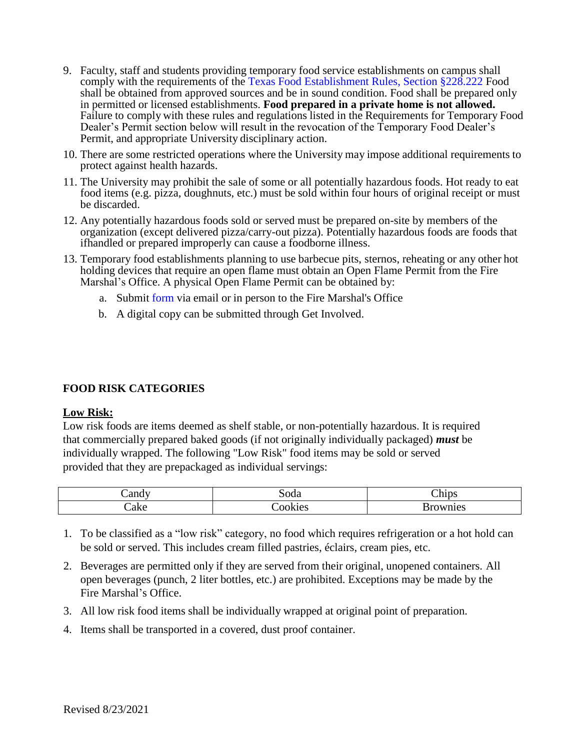9. Faculty, staff and students providing temporary food service establishments on campus shall comply with the requirements of the Texas Food Establishment Rules, Section §228.222 Food shall be obtained from approved sources and be in sound condition. Food shall be prepared only in permitted or licensed establishments. **Food prepared in a private home is not allowed.** Failure to comply with these rules and regulations listed in the Requirements for Temporary Food Dealer's Permit section below will result in the revocation of the Temporary Food Dealer's Permit, and appropriate University disciplinary action.
10. There are some restricted operations where the University may impose additional requirements to protect against health hazards.
11. The University may prohibit the sale of some or all potentially hazardous foods. Hot ready to eat food items (e.g. pizza, doughnuts, etc.) must be sold within four hours of original receipt or must be discarded.
12. Any potentially hazardous foods sold or served must be prepared on-site by members of the organization (except delivered pizza/carry-out pizza). Potentially hazardous foods are foods that ifhandled or prepared improperly can cause a foodborne illness.
13. Temporary food establishments planning to use barbecue pits, sternos, reheating or any other hot holding devices that require an open flame must obtain an Open Flame Permit from the Fire Marshal's Office. A physical Open Flame Permit can be obtained by:
    a. Submit form via email or in person to the Fire Marshal's Office
    b. A digital copy can be submitted through Get Involved.

## FOOD RISK CATEGORIES

### Low Risk:

Low risk foods are items deemed as shelf stable, or non-potentially hazardous. It is required that commercially prepared baked goods (if not originally individually packaged) ***must*** be individually wrapped. The following "Low Risk" food items may be sold or served provided that they are prepackaged as individual servings:

| Candy | Soda | Chips |
|---|---|---|
| Cake | Cookies | Brownies |

1. To be classified as a "low risk" category, no food which requires refrigeration or a hot hold can be sold or served. This includes cream filled pastries, éclairs, cream pies, etc.
2. Beverages are permitted only if they are served from their original, unopened containers. All open beverages (punch, 2 liter bottles, etc.) are prohibited. Exceptions may be made by the Fire Marshal's Office.
3. All low risk food items shall be individually wrapped at original point of preparation.
4. Items shall be transported in a covered, dust proof container.

Revised 8/23/2021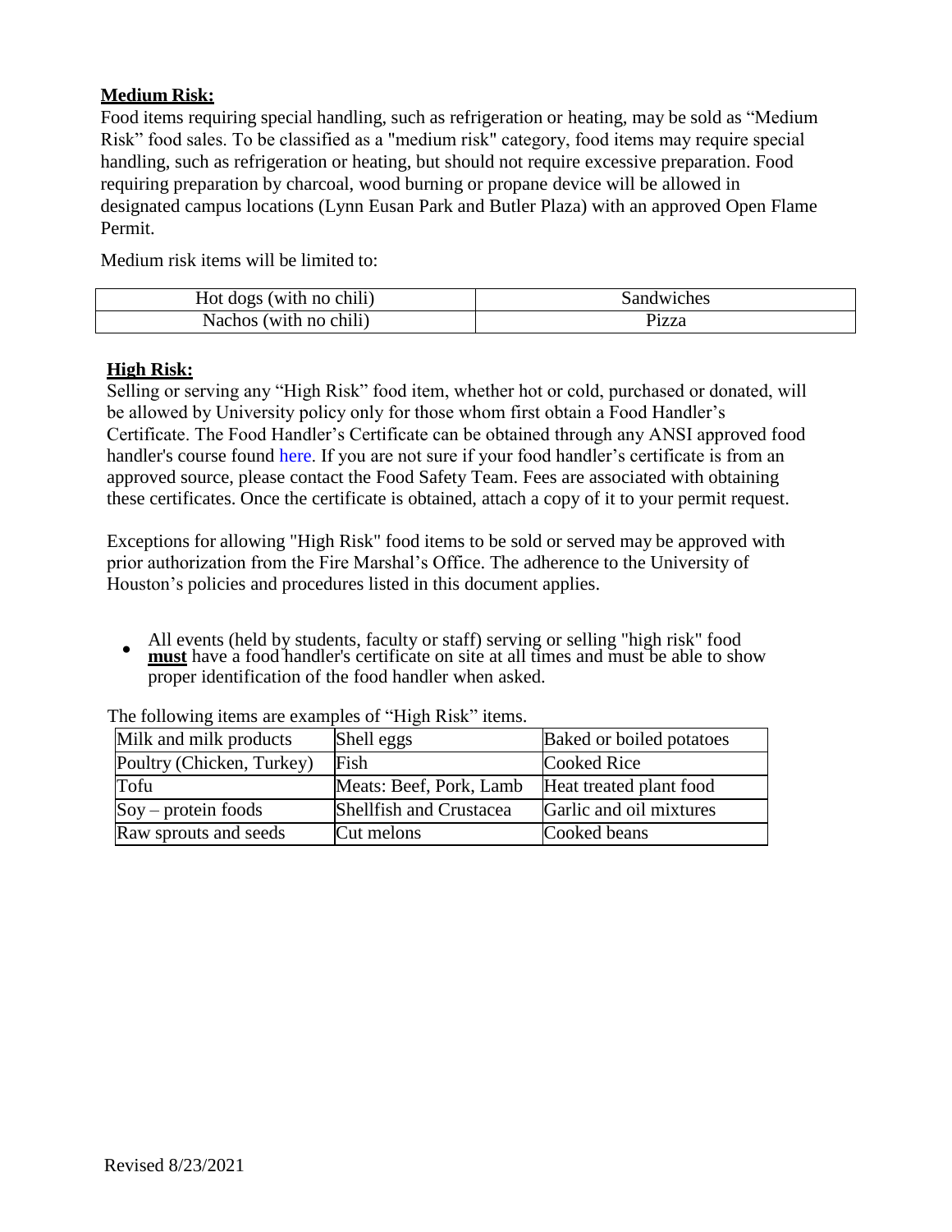**Medium Risk:**

Food items requiring special handling, such as refrigeration or heating, may be sold as "Medium Risk" food sales. To be classified as a "medium risk" category, food items may require special handling, such as refrigeration or heating, but should not require excessive preparation. Food requiring preparation by charcoal, wood burning or propane device will be allowed in designated campus locations (Lynn Eusan Park and Butler Plaza) with an approved Open Flame Permit.

Medium risk items will be limited to:

| Hot dogs (with no chili) | Sandwiches |
| --- | --- |
| Nachos (with no chili) | Pizza |

**High Risk:**

Selling or serving any "High Risk" food item, whether hot or cold, purchased or donated, will be allowed by University policy only for those whom first obtain a Food Handler's Certificate. The Food Handler's Certificate can be obtained through any ANSI approved food handler's course found here. If you are not sure if your food handler's certificate is from an approved source, please contact the Food Safety Team. Fees are associated with obtaining these certificates. Once the certificate is obtained, attach a copy of it to your permit request.

Exceptions for allowing "High Risk" food items to be sold or served may be approved with prior authorization from the Fire Marshal's Office. The adherence to the University of Houston's policies and procedures listed in this document applies.

- All events (held by students, faculty or staff) serving or selling "high risk" food **must** have a food handler's certificate on site at all times and must be able to show proper identification of the food handler when asked.

The following items are examples of "High Risk" items.

| Milk and milk products | Shell eggs | Baked or boiled potatoes |
| --- | --- | --- |
| Poultry (Chicken, Turkey) | Fish | Cooked Rice |
| Tofu | Meats: Beef, Pork, Lamb | Heat treated plant food |
| Soy – protein foods | Shellfish and Crustacea | Garlic and oil mixtures |
| Raw sprouts and seeds | Cut melons | Cooked beans |

Revised 8/23/2021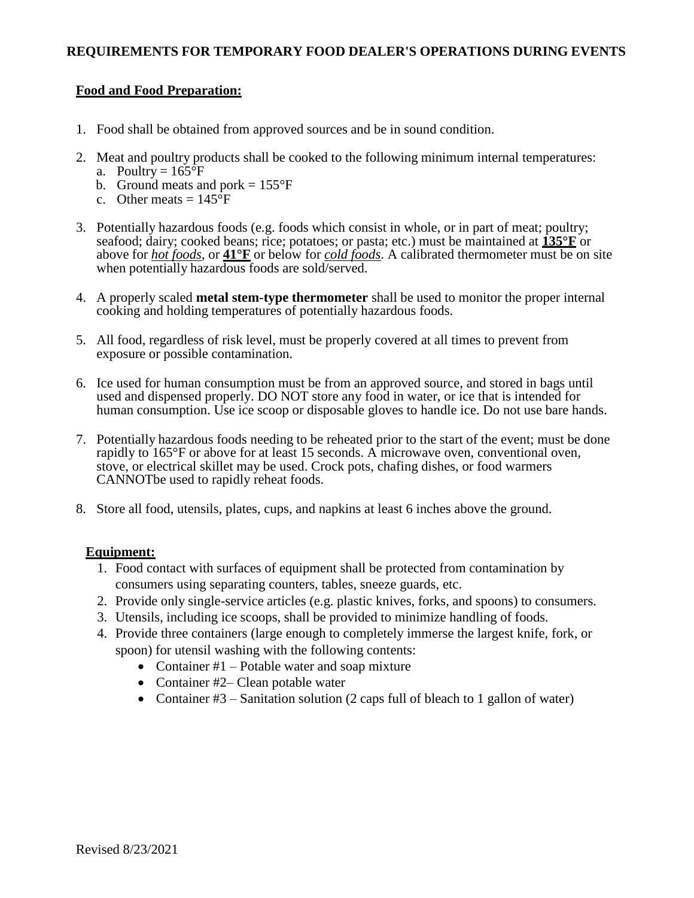# REQUIREMENTS FOR TEMPORARY FOOD DEALER'S OPERATIONS DURING EVENTS

## Food and Food Preparation:

1. Food shall be obtained from approved sources and be in sound condition.

2. Meat and poultry products shall be cooked to the following minimum internal temperatures:
   a. Poultry = 165°F
   b. Ground meats and pork = 155°F
   c. Other meats = 145°F

3. Potentially hazardous foods (e.g. foods which consist in whole, or in part of meat; poultry; seafood; dairy; cooked beans; rice; potatoes; or pasta; etc.) must be maintained at **135°F** or above for ***hot foods***, or **41°F** or below for ***cold foods***. A calibrated thermometer must be on site when potentially hazardous foods are sold/served.

4. A properly scaled **metal stem-type thermometer** shall be used to monitor the proper internal cooking and holding temperatures of potentially hazardous foods.

5. All food, regardless of risk level, must be properly covered at all times to prevent from exposure or possible contamination.

6. Ice used for human consumption must be from an approved source, and stored in bags until used and dispensed properly. DO NOT store any food in water, or ice that is intended for human consumption. Use ice scoop or disposable gloves to handle ice. Do not use bare hands.

7. Potentially hazardous foods needing to be reheated prior to the start of the event; must be done rapidly to 165°F or above for at least 15 seconds. A microwave oven, conventional oven, stove, or electrical skillet may be used. Crock pots, chafing dishes, or food warmers CANNOTbe used to rapidly reheat foods.

8. Store all food, utensils, plates, cups, and napkins at least 6 inches above the ground.

## Equipment:

1. Food contact with surfaces of equipment shall be protected from contamination by consumers using separating counters, tables, sneeze guards, etc.
2. Provide only single-service articles (e.g. plastic knives, forks, and spoons) to consumers.
3. Utensils, including ice scoops, shall be provided to minimize handling of foods.
4. Provide three containers (large enough to completely immerse the largest knife, fork, or spoon) for utensil washing with the following contents:
   - Container #1 – Potable water and soap mixture
   - Container #2– Clean potable water
   - Container #3 – Sanitation solution (2 caps full of bleach to 1 gallon of water)

Revised 8/23/2021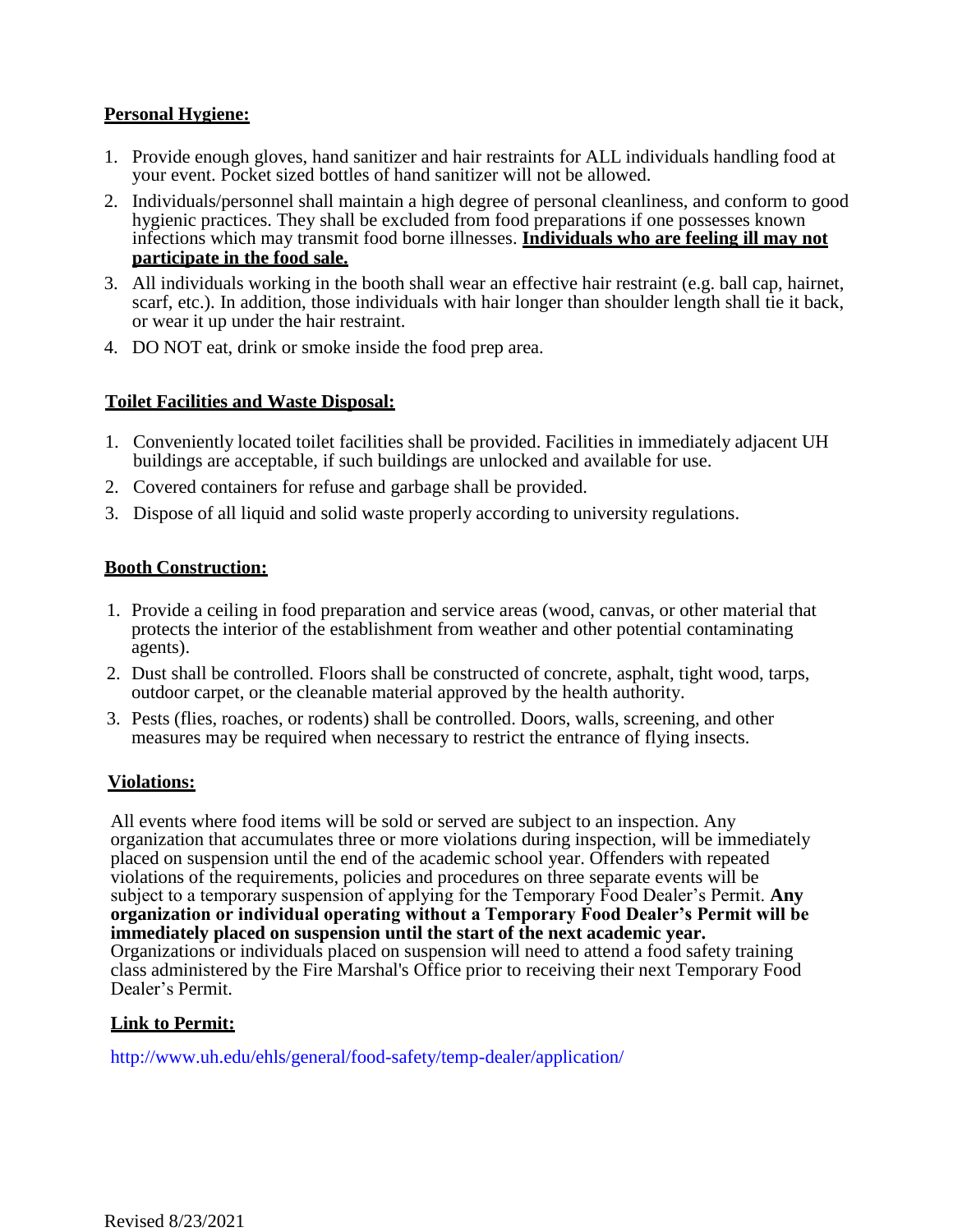**Personal Hygiene:**

1. Provide enough gloves, hand sanitizer and hair restraints for ALL individuals handling food at your event. Pocket sized bottles of hand sanitizer will not be allowed.
2. Individuals/personnel shall maintain a high degree of personal cleanliness, and conform to good hygienic practices. They shall be excluded from food preparations if one possesses known infections which may transmit food borne illnesses. **Individuals who are feeling ill may not participate in the food sale.**
3. All individuals working in the booth shall wear an effective hair restraint (e.g. ball cap, hairnet, scarf, etc.). In addition, those individuals with hair longer than shoulder length shall tie it back, or wear it up under the hair restraint.
4. DO NOT eat, drink or smoke inside the food prep area.

**Toilet Facilities and Waste Disposal:**

1. Conveniently located toilet facilities shall be provided. Facilities in immediately adjacent UH buildings are acceptable, if such buildings are unlocked and available for use.
2. Covered containers for refuse and garbage shall be provided.
3. Dispose of all liquid and solid waste properly according to university regulations.

**Booth Construction:**

1. Provide a ceiling in food preparation and service areas (wood, canvas, or other material that protects the interior of the establishment from weather and other potential contaminating agents).
2. Dust shall be controlled. Floors shall be constructed of concrete, asphalt, tight wood, tarps, outdoor carpet, or the cleanable material approved by the health authority.
3. Pests (flies, roaches, or rodents) shall be controlled. Doors, walls, screening, and other measures may be required when necessary to restrict the entrance of flying insects.

**Violations:**

All events where food items will be sold or served are subject to an inspection. Any organization that accumulates three or more violations during inspection, will be immediately placed on suspension until the end of the academic school year. Offenders with repeated violations of the requirements, policies and procedures on three separate events will be subject to a temporary suspension of applying for the Temporary Food Dealer's Permit. **Any organization or individual operating without a Temporary Food Dealer's Permit will be immediately placed on suspension until the start of the next academic year.** Organizations or individuals placed on suspension will need to attend a food safety training class administered by the Fire Marshal's Office prior to receiving their next Temporary Food Dealer's Permit.

**Link to Permit:**

http://www.uh.edu/ehls/general/food-safety/temp-dealer/application/

Revised 8/23/2021